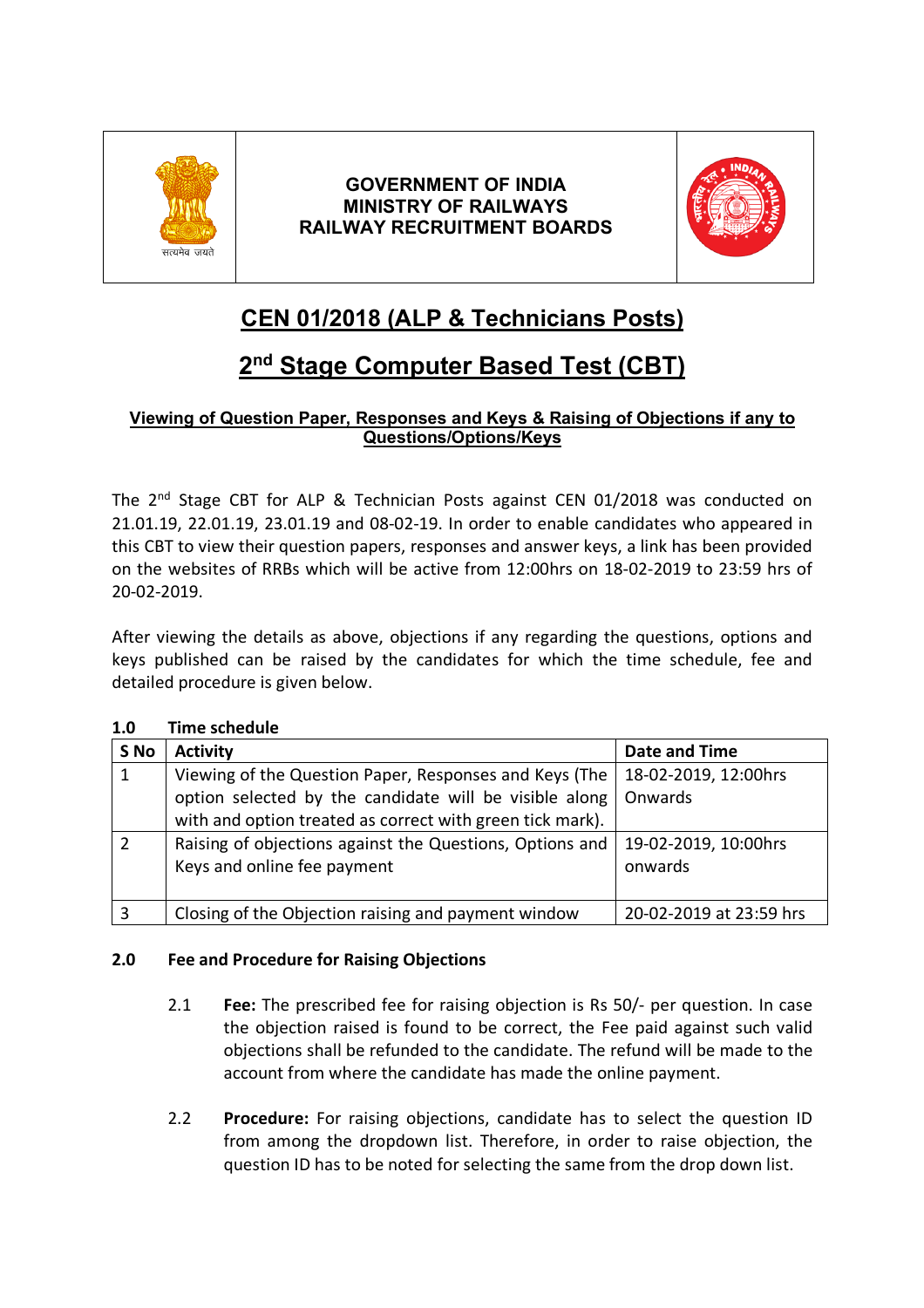**GOVERNMENT OF INDIA**
**MINISTRY OF RAILWAYS**
**RAILWAY RECRUITMENT BOARDS**

# CEN 01/2018 (ALP & Technicians Posts)

# 2nd Stage Computer Based Test (CBT)

### Viewing of Question Paper, Responses and Keys & Raising of Objections if any to Questions/Options/Keys

The 2nd Stage CBT for ALP & Technician Posts against CEN 01/2018 was conducted on 21.01.19, 22.01.19, 23.01.19 and 08-02-19. In order to enable candidates who appeared in this CBT to view their question papers, responses and answer keys, a link has been provided on the websites of RRBs which will be active from 12:00hrs on 18-02-2019 to 23:59 hrs of 20-02-2019.

After viewing the details as above, objections if any regarding the questions, options and keys published can be raised by the candidates for which the time schedule, fee and detailed procedure is given below.

**1.0 Time schedule**

| S No | Activity | Date and Time |
|---|---|---|
| 1 | Viewing of the Question Paper, Responses and Keys (The option selected by the candidate will be visible along with and option treated as correct with green tick mark). | 18-02-2019, 12:00hrs Onwards |
| 2 | Raising of objections against the Questions, Options and Keys and online fee payment | 19-02-2019, 10:00hrs onwards |
| 3 | Closing of the Objection raising and payment window | 20-02-2019 at 23:59 hrs |

**2.0 Fee and Procedure for Raising Objections**

2.1 **Fee:** The prescribed fee for raising objection is Rs 50/- per question. In case the objection raised is found to be correct, the Fee paid against such valid objections shall be refunded to the candidate. The refund will be made to the account from where the candidate has made the online payment.

2.2 **Procedure:** For raising objections, candidate has to select the question ID from among the dropdown list. Therefore, in order to raise objection, the question ID has to be noted for selecting the same from the drop down list.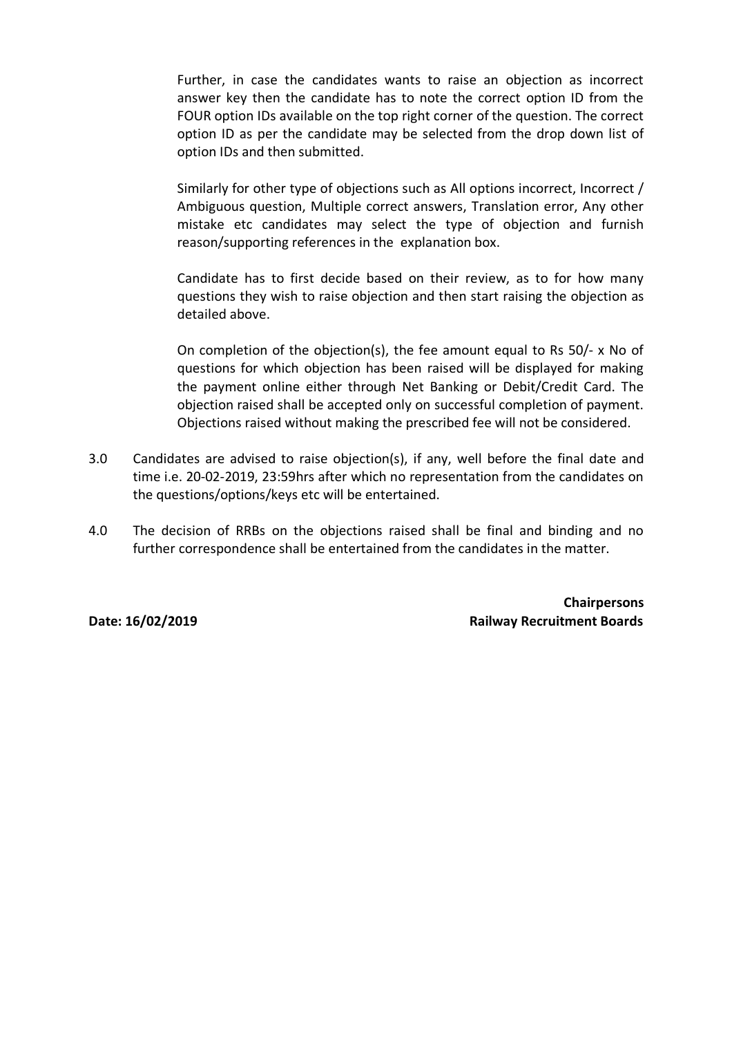Further, in case the candidates wants to raise an objection as incorrect answer key then the candidate has to note the correct option ID from the FOUR option IDs available on the top right corner of the question. The correct option ID as per the candidate may be selected from the drop down list of option IDs and then submitted.

Similarly for other type of objections such as All options incorrect, Incorrect / Ambiguous question, Multiple correct answers, Translation error, Any other mistake etc candidates may select the type of objection and furnish reason/supporting references in the explanation box.

Candidate has to first decide based on their review, as to for how many questions they wish to raise objection and then start raising the objection as detailed above.

On completion of the objection(s), the fee amount equal to Rs 50/- x No of questions for which objection has been raised will be displayed for making the payment online either through Net Banking or Debit/Credit Card. The objection raised shall be accepted only on successful completion of payment. Objections raised without making the prescribed fee will not be considered.

3.0 Candidates are advised to raise objection(s), if any, well before the final date and time i.e. 20-02-2019, 23:59hrs after which no representation from the candidates on the questions/options/keys etc will be entertained.

4.0 The decision of RRBs on the objections raised shall be final and binding and no further correspondence shall be entertained from the candidates in the matter.

**Date: 16/02/2019**

**Chairpersons**
**Railway Recruitment Boards**